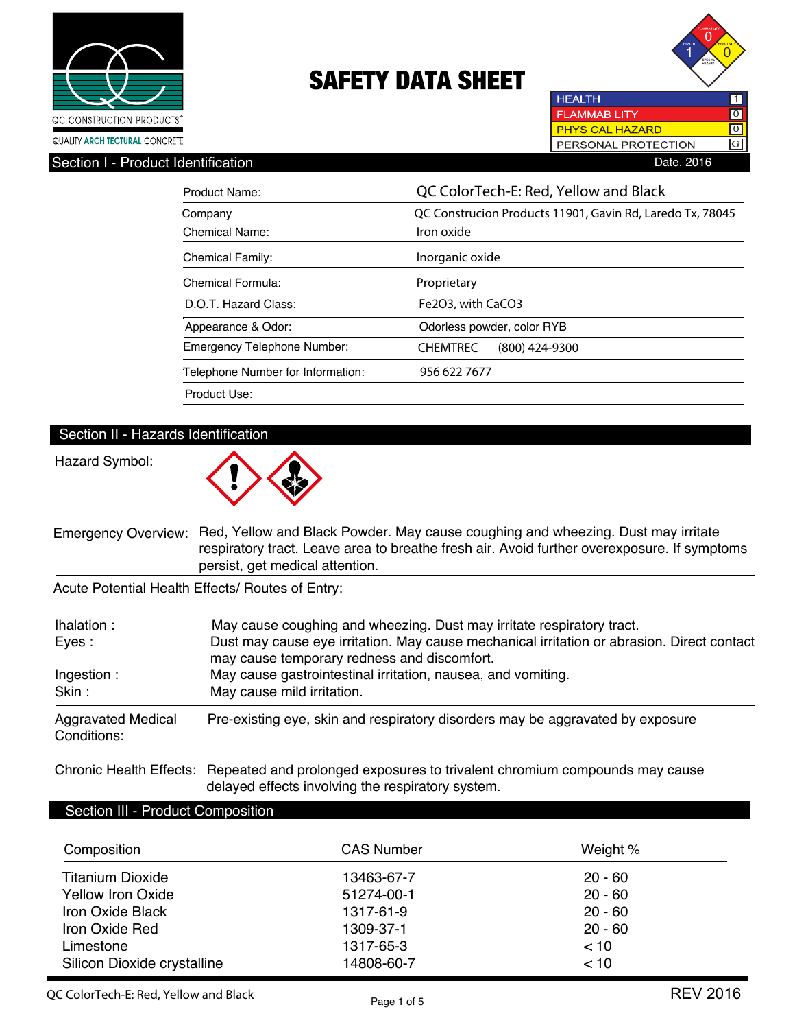QC CONSTRUCTION PRODUCTS®

QUALITY ARCHITECTURAL CONCRETE

# SAFETY DATA SHEET

| | |
|---|---|
| HEALTH | 1 |
| FLAMMABILITY | 0 |
| PHYSICAL HAZARD | 0 |
| PERSONAL PROTECTION | G |

## Section I - Product Identification

Date. 2016

| | |
|---|---|
| Product Name: | QC ColorTech-E: Red, Yellow and Black |
| Company | QC Construcion Products 11901, Gavin Rd, Laredo Tx, 78045 |
| Chemical Name: | Iron oxide |
| Chemical Family: | Inorganic oxide |
| Chemical Formula: | Proprietary |
| D.O.T. Hazard Class: | $Fe_2O_3$, with $CaCO_3$ |
| Appearance & Odor: | Odorless powder, color RYB |
| Emergency Telephone Number: | CHEMTREC (800) 424-9300 |
| Telephone Number for Information: | 956 622 7677 |
| Product Use: | |

## Section II - Hazards Identification

Hazard Symbol:

**Emergency Overview:** Red, Yellow and Black Powder. May cause coughing and wheezing. Dust may irritate respiratory tract. Leave area to breathe fresh air. Avoid further overexposure. If symptoms persist, get medical attention.

Acute Potential Health Effects/ Routes of Entry:

- **Ihalation :** May cause coughing and wheezing. Dust may irritate respiratory tract.
- **Eyes :** Dust may cause eye irritation. May cause mechanical irritation or abrasion. Direct contact may cause temporary redness and discomfort.
- **Ingestion :** May cause gastrointestinal irritation, nausea, and vomiting.
- **Skin :** May cause mild irritation.

**Aggravated Medical Conditions:** Pre-existing eye, skin and respiratory disorders may be aggravated by exposure

**Chronic Health Effects:** Repeated and prolonged exposures to trivalent chromium compounds may cause delayed effects involving the respiratory system.

## Section III - Product Composition

| Composition | CAS Number | Weight % |
|---|---|---|
| Titanium Dioxide | 13463-67-7 | 20 - 60 |
| Yellow Iron Oxide | 51274-00-1 | 20 - 60 |
| Iron Oxide Black | 1317-61-9 | 20 - 60 |
| Iron Oxide Red | 1309-37-1 | 20 - 60 |
| Limestone | 1317-65-3 | < 10 |
| Silicon Dioxide crystalline | 14808-60-7 | < 10 |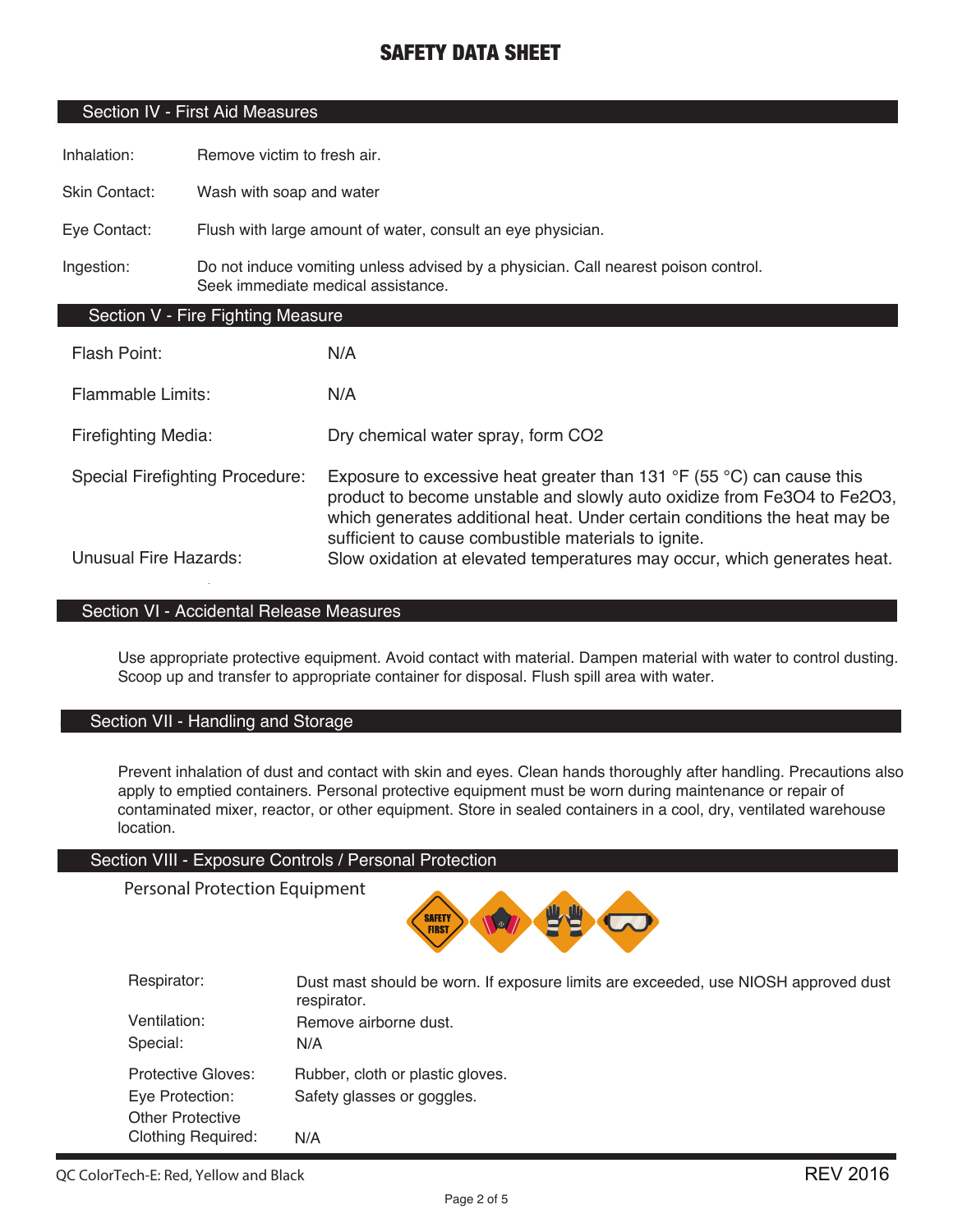# SAFETY DATA SHEET

## Section IV - First Aid Measures

| | |
|---|---|
| Inhalation: | Remove victim to fresh air. |
| Skin Contact: | Wash with soap and water |
| Eye Contact: | Flush with large amount of water, consult an eye physician. |
| Ingestion: | Do not induce vomiting unless advised by a physician. Call nearest poison control. Seek immediate medical assistance. |

## Section V - Fire Fighting Measure

| | |
|---|---|
| Flash Point: | N/A |
| Flammable Limits: | N/A |
| Firefighting Media: | Dry chemical water spray, form $CO_2$ |
| Special Firefighting Procedure: | Exposure to excessive heat greater than 131 °F (55 °C) can cause this product to become unstable and slowly auto oxidize from $Fe_3O_4$ to $Fe_2O_3$, which generates additional heat. Under certain conditions the heat may be sufficient to cause combustible materials to ignite. |
| Unusual Fire Hazards: | Slow oxidation at elevated temperatures may occur, which generates heat. |

## Section VI - Accidental Release Measures

Use appropriate protective equipment. Avoid contact with material. Dampen material with water to control dusting. Scoop up and transfer to appropriate container for disposal. Flush spill area with water.

## Section VII - Handling and Storage

Prevent inhalation of dust and contact with skin and eyes. Clean hands thoroughly after handling. Precautions also apply to emptied containers. Personal protective equipment must be worn during maintenance or repair of contaminated mixer, reactor, or other equipment. Store in sealed containers in a cool, dry, ventilated warehouse location.

## Section VIII - Exposure Controls / Personal Protection

Personal Protection Equipment

SAFETY FIRST

| | |
|---|---|
| Respirator: | Dust mast should be worn. If exposure limits are exceeded, use NIOSH approved dust respirator. |
| Ventilation: | Remove airborne dust. |
| Special: | N/A |
| Protective Gloves: | Rubber, cloth or plastic gloves. |
| Eye Protection: | Safety glasses or goggles. |
| Other Protective Clothing Required: | N/A |

QC ColorTech-E: Red, Yellow and Black

REV 2016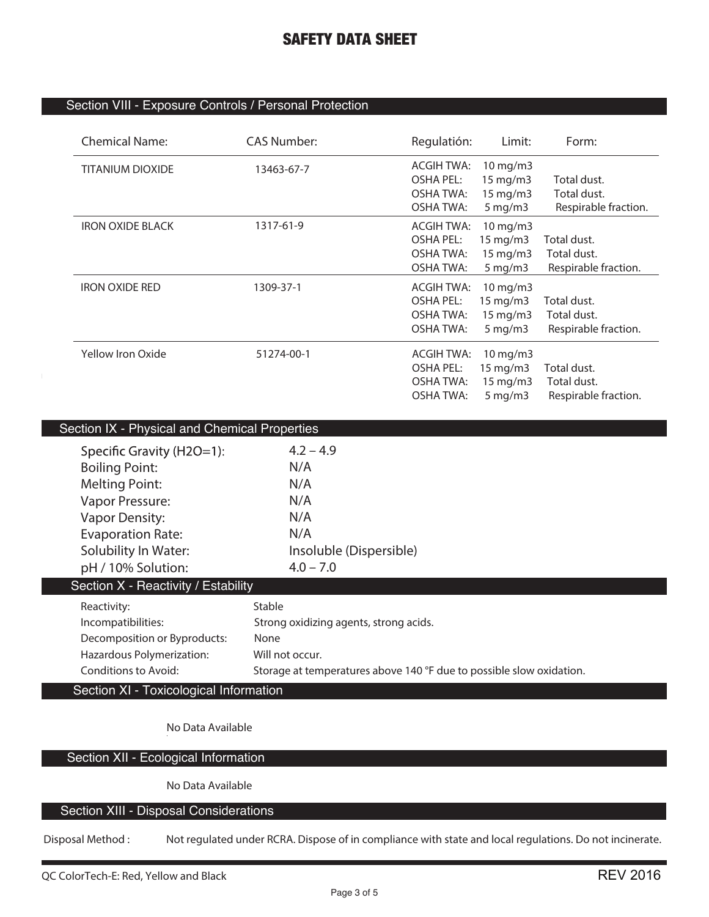# SAFETY DATA SHEET

## Section VIII - Exposure Controls / Personal Protection

| Chemical Name: | CAS Number: | Regulatión: | Limit: | Form: |
|---|---|---|---|---|
| TITANIUM DIOXIDE | 13463-67-7 | ACGIH TWA: | 10 mg/m3 | |
| | | OSHA PEL: | 15 mg/m3 | Total dust. |
| | | OSHA TWA: | 15 mg/m3 | Total dust. |
| | | OSHA TWA: | 5 mg/m3 | Respirable fraction. |
| IRON OXIDE BLACK | 1317-61-9 | ACGIH TWA: | 10 mg/m3 | |
| | | OSHA PEL: | 15 mg/m3 | Total dust. |
| | | OSHA TWA: | 15 mg/m3 | Total dust. |
| | | OSHA TWA: | 5 mg/m3 | Respirable fraction. |
| IRON OXIDE RED | 1309-37-1 | ACGIH TWA: | 10 mg/m3 | |
| | | OSHA PEL: | 15 mg/m3 | Total dust. |
| | | OSHA TWA: | 15 mg/m3 | Total dust. |
| | | OSHA TWA: | 5 mg/m3 | Respirable fraction. |
| Yellow Iron Oxide | 51274-00-1 | ACGIH TWA: | 10 mg/m3 | |
| | | OSHA PEL: | 15 mg/m3 | Total dust. |
| | | OSHA TWA: | 15 mg/m3 | Total dust. |
| | | OSHA TWA: | 5 mg/m3 | Respirable fraction. |

## Section IX - Physical and Chemical Properties

| | |
|---|---|
| Specific Gravity (H2O=1): | 4.2 – 4.9 |
| Boiling Point: | N/A |
| Melting Point: | N/A |
| Vapor Pressure: | N/A |
| Vapor Density: | N/A |
| Evaporation Rate: | N/A |
| Solubility In Water: | Insoluble (Dispersible) |
| pH / 10% Solution: | 4.0 – 7.0 |

## Section X - Reactivity / Estability

| | |
|---|---|
| Reactivity: | Stable |
| Incompatibilities: | Strong oxidizing agents, strong acids. |
| Decomposition or Byproducts: | None |
| Hazardous Polymerization: | Will not occur. |
| Conditions to Avoid: | Storage at temperatures above 140 °F due to possible slow oxidation. |

## Section XI - Toxicological Information

No Data Available

## Section XII - Ecological Information

No Data Available

## Section XIII - Disposal Considerations

Disposal Method : Not regulated under RCRA. Dispose of in compliance with state and local regulations. Do not incinerate.

QC ColorTech-E: Red, Yellow and Black

REV 2016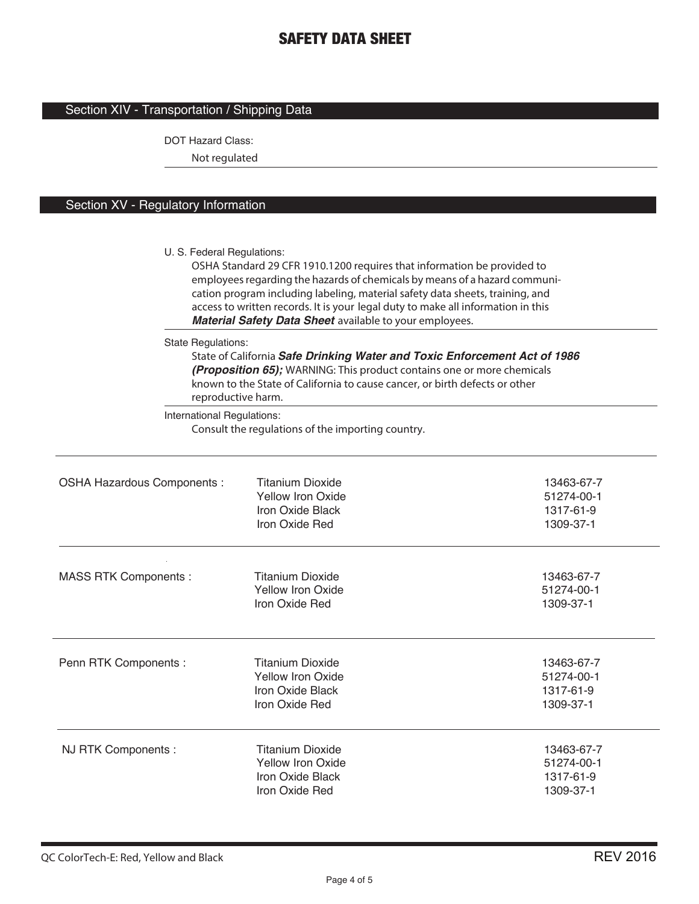# SAFETY DATA SHEET

## Section XIV - Transportation / Shipping Data

DOT Hazard Class:

Not regulated

## Section XV - Regulatory Information

U. S. Federal Regulations:

OSHA Standard 29 CFR 1910.1200 requires that information be provided to employees regarding the hazards of chemicals by means of a hazard communication program including labeling, material safety data sheets, training, and access to written records. It is your legal duty to make all information in this ***Material Safety Data Sheet*** available to your employees.

State Regulations:

State of California ***Safe Drinking Water and Toxic Enforcement Act of 1986 (Proposition 65);*** WARNING: This product contains one or more chemicals known to the State of California to cause cancer, or birth defects or other reproductive harm.

International Regulations:

Consult the regulations of the importing country.

| | | |
|---|---|---|
| OSHA Hazardous Components : | Titanium Dioxide | 13463-67-7 |
| | Yellow Iron Oxide | 51274-00-1 |
| | Iron Oxide Black | 1317-61-9 |
| | Iron Oxide Red | 1309-37-1 |
| MASS RTK Components : | Titanium Dioxide | 13463-67-7 |
| | Yellow Iron Oxide | 51274-00-1 |
| | Iron Oxide Red | 1309-37-1 |
| Penn RTK Components : | Titanium Dioxide | 13463-67-7 |
| | Yellow Iron Oxide | 51274-00-1 |
| | Iron Oxide Black | 1317-61-9 |
| | Iron Oxide Red | 1309-37-1 |
| NJ RTK Components : | Titanium Dioxide | 13463-67-7 |
| | Yellow Iron Oxide | 51274-00-1 |
| | Iron Oxide Black | 1317-61-9 |
| | Iron Oxide Red | 1309-37-1 |

QC ColorTech-E: Red, Yellow and Black

REV 2016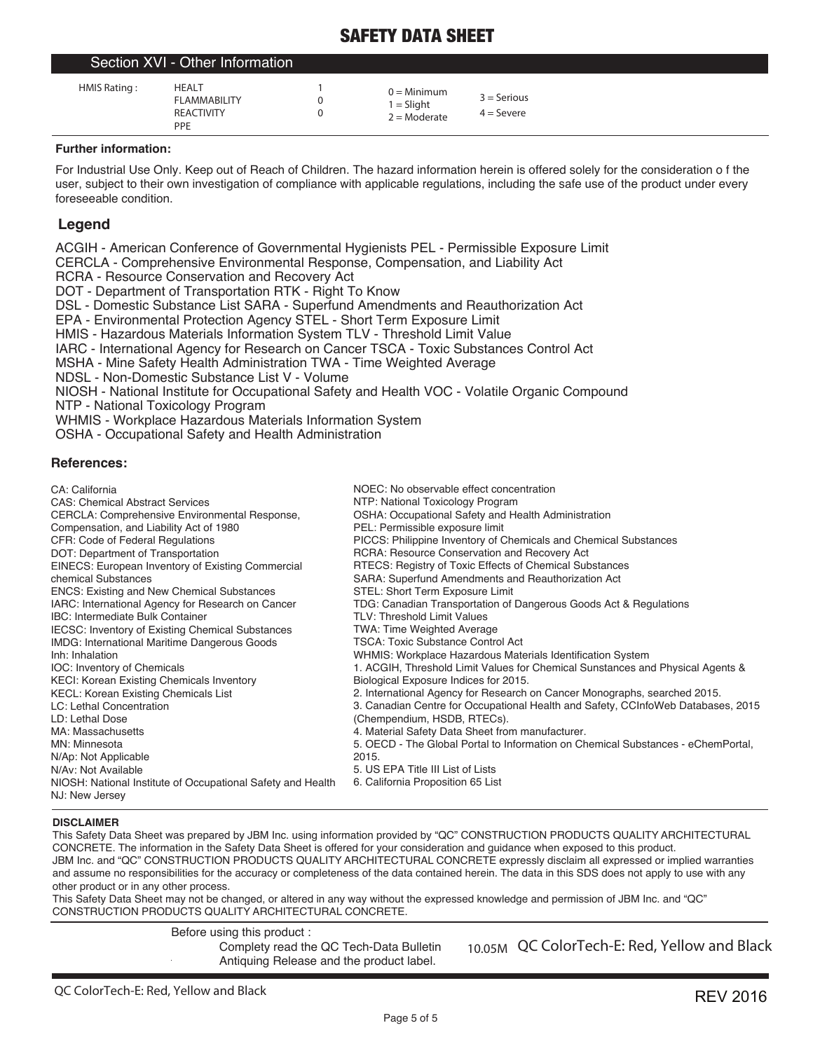# SAFETY DATA SHEET

## Section XVI - Other Information

| | | | | |
|---|---|---|---|---|
| HMIS Rating : | HEALT | 1 | 0 = Minimum | 3 = Serious |
| | FLAMMABILITY | 0 | 1 = Slight | 4 = Severe |
| | REACTIVITY | 0 | 2 = Moderate | |
| | PPE | | | |

**Further information:**

For Industrial Use Only. Keep out of Reach of Children. The hazard information herein is offered solely for the consideration o f the user, subject to their own investigation of compliance with applicable regulations, including the safe use of the product under every foreseeable condition.

### Legend

ACGIH - American Conference of Governmental Hygienists PEL - Permissible Exposure Limit
CERCLA - Comprehensive Environmental Response, Compensation, and Liability Act
RCRA - Resource Conservation and Recovery Act
DOT - Department of Transportation RTK - Right To Know
DSL - Domestic Substance List SARA - Superfund Amendments and Reauthorization Act
EPA - Environmental Protection Agency STEL - Short Term Exposure Limit
HMIS - Hazardous Materials Information System TLV - Threshold Limit Value
IARC - International Agency for Research on Cancer TSCA - Toxic Substances Control Act
MSHA - Mine Safety Health Administration TWA - Time Weighted Average
NDSL - Non-Domestic Substance List V - Volume
NIOSH - National Institute for Occupational Safety and Health VOC - Volatile Organic Compound
NTP - National Toxicology Program
WHMIS - Workplace Hazardous Materials Information System
OSHA - Occupational Safety and Health Administration

**References:**

CA: California
CAS: Chemical Abstract Services
CERCLA: Comprehensive Environmental Response, Compensation, and Liability Act of 1980
CFR: Code of Federal Regulations
DOT: Department of Transportation
EINECS: European Inventory of Existing Commercial chemical Substances
ENCS: Existing and New Chemical Substances
IARC: International Agency for Research on Cancer
IBC: Intermediate Bulk Container
IECSC: Inventory of Existing Chemical Substances
IMDG: International Maritime Dangerous Goods
Inh: Inhalation
IOC: Inventory of Chemicals
KECI: Korean Existing Chemicals Inventory
KECL: Korean Existing Chemicals List
LC: Lethal Concentration
LD: Lethal Dose
MA: Massachusetts
MN: Minnesota
N/Ap: Not Applicable
N/Av: Not Available
NIOSH: National Institute of Occupational Safety and Health
NJ: New Jersey
NOEC: No observable effect concentration
NTP: National Toxicology Program
OSHA: Occupational Safety and Health Administration
PEL: Permissible exposure limit
PICCS: Philippine Inventory of Chemicals and Chemical Substances
RCRA: Resource Conservation and Recovery Act
RTECS: Registry of Toxic Effects of Chemical Substances
SARA: Superfund Amendments and Reauthorization Act
STEL: Short Term Exposure Limit
TDG: Canadian Transportation of Dangerous Goods Act & Regulations
TLV: Threshold Limit Values
TWA: Time Weighted Average
TSCA: Toxic Substance Control Act
WHMIS: Workplace Hazardous Materials Identification System
1. ACGIH, Threshold Limit Values for Chemical Sunstances and Physical Agents & Biological Exposure Indices for 2015.
2. International Agency for Research on Cancer Monographs, searched 2015.
3. Canadian Centre for Occupational Health and Safety, CCInfoWeb Databases, 2015 (Chempendium, HSDB, RTECs).
4. Material Safety Data Sheet from manufacturer.
5. OECD - The Global Portal to Information on Chemical Substances - eChemPortal, 2015.
5. US EPA Title III List of Lists
6. California Proposition 65 List

**DISCLAIMER**

This Safety Data Sheet was prepared by JBM Inc. using information provided by “QC” CONSTRUCTION PRODUCTS QUALITY ARCHITECTURAL CONCRETE. The information in the Safety Data Sheet is offered for your consideration and guidance when exposed to this product. JBM Inc. and “QC” CONSTRUCTION PRODUCTS QUALITY ARCHITECTURAL CONCRETE expressly disclaim all expressed or implied warranties and assume no responsibilities for the accuracy or completeness of the data contained herein. The data in this SDS does not apply to use with any other product or in any other process.
This Safety Data Sheet may not be changed, or altered in any way without the expressed knowledge and permission of JBM Inc. and “QC” CONSTRUCTION PRODUCTS QUALITY ARCHITECTURAL CONCRETE.

Before using this product :
Complety read the QC Tech-Data Bulletin Antiquing Release and the product label.

10.05M QC ColorTech-E: Red, Yellow and Black

QC ColorTech-E: Red, Yellow and Black

REV 2016